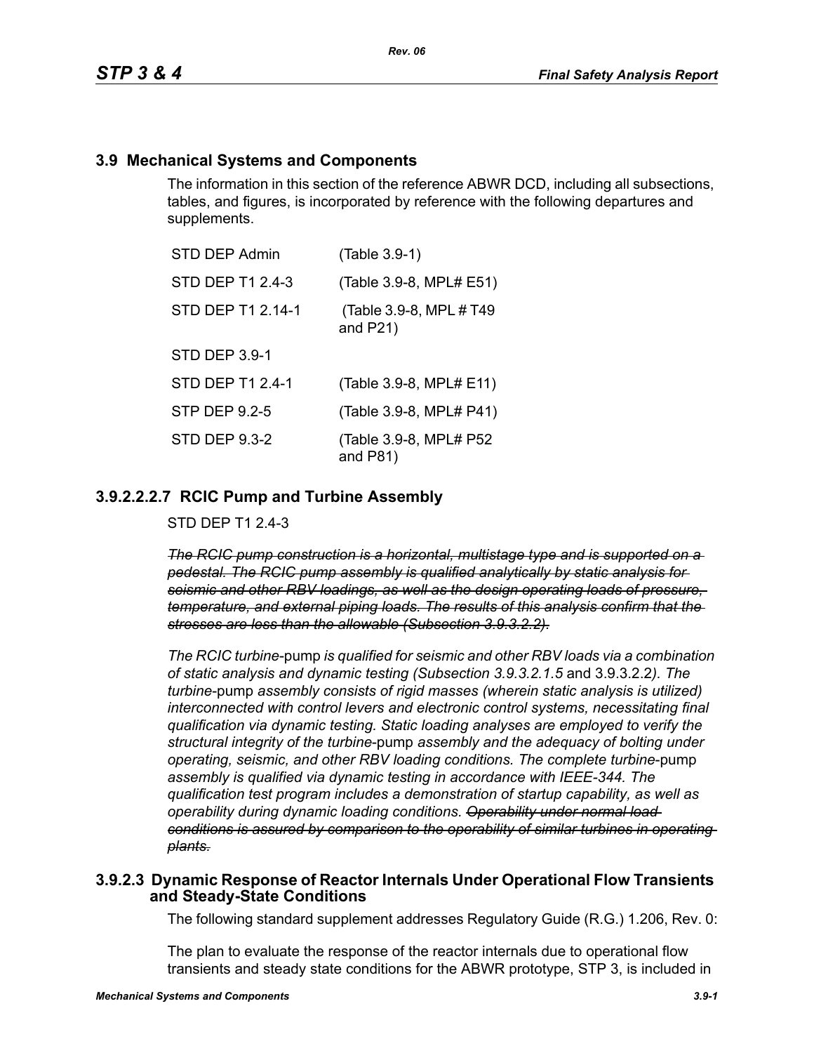## 3.9 Mechanical Systems and Components

The information in this section of the reference ABWR DCD, including all subsections, tables, and figures, is incorporated by reference with the following departures and supplements.

| | |
|---|---|
| STD DEP Admin | (Table 3.9-1) |
| STD DEP T1 2.4-3 | (Table 3.9-8, MPL# E51) |
| STD DEP T1 2.14-1 | (Table 3.9-8, MPL # T49 and P21) |
| STD DEP 3.9-1 | |
| STD DEP T1 2.4-1 | (Table 3.9-8, MPL# E11) |
| STP DEP 9.2-5 | (Table 3.9-8, MPL# P41) |
| STD DEP 9.3-2 | (Table 3.9-8, MPL# P52 and P81) |

### 3.9.2.2.2.7 RCIC Pump and Turbine Assembly

STD DEP T1 2.4-3

~~*The RCIC pump construction is a horizontal, multistage type and is supported on a pedestal. The RCIC pump assembly is qualified analytically by static analysis for seismic and other RBV loadings, as well as the design operating loads of pressure, temperature, and external piping loads. The results of this analysis confirm that the stresses are less than the allowable (Subsection 3.9.3.2.2).*~~

*The RCIC turbine*-pump *is qualified for seismic and other RBV loads via a combination of static analysis and dynamic testing (Subsection 3.9.3.2.1.5* and 3.9.3.2.2*). The turbine*-pump *assembly consists of rigid masses (wherein static analysis is utilized) interconnected with control levers and electronic control systems, necessitating final qualification via dynamic testing. Static loading analyses are employed to verify the structural integrity of the turbine*-pump *assembly and the adequacy of bolting under operating, seismic, and other RBV loading conditions. The complete turbine*-pump *assembly is qualified via dynamic testing in accordance with IEEE-344. The qualification test program includes a demonstration of startup capability, as well as operability during dynamic loading conditions.* ~~*Operability under normal load conditions is assured by comparison to the operability of similar turbines in operating plants.*~~

### 3.9.2.3 Dynamic Response of Reactor Internals Under Operational Flow Transients and Steady-State Conditions

The following standard supplement addresses Regulatory Guide (R.G.) 1.206, Rev. 0:

The plan to evaluate the response of the reactor internals due to operational flow transients and steady state conditions for the ABWR prototype, STP 3, is included in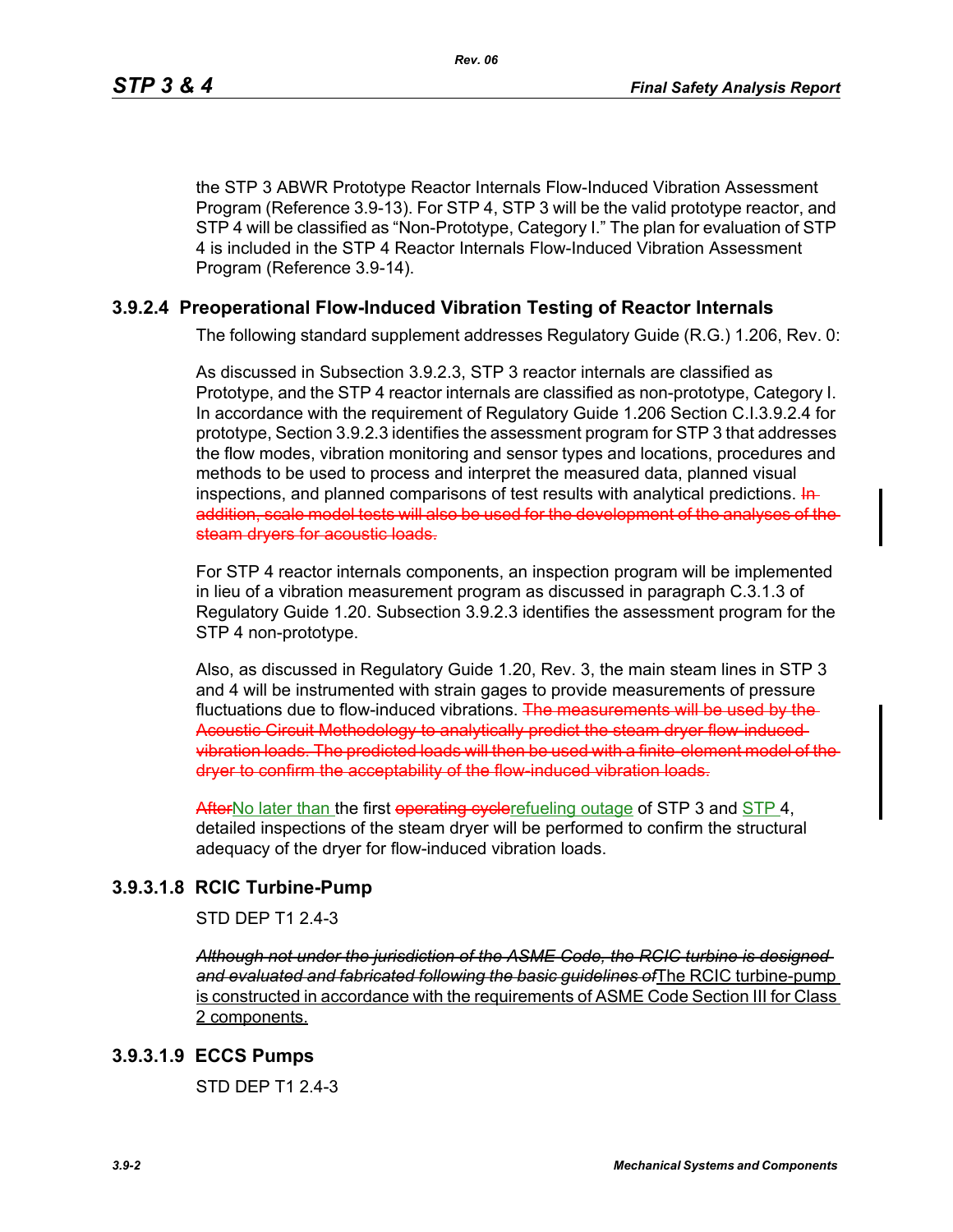the STP 3 ABWR Prototype Reactor Internals Flow-Induced Vibration Assessment Program (Reference 3.9-13). For STP 4, STP 3 will be the valid prototype reactor, and STP 4 will be classified as “Non-Prototype, Category I.” The plan for evaluation of STP 4 is included in the STP 4 Reactor Internals Flow-Induced Vibration Assessment Program (Reference 3.9-14).

### 3.9.2.4 Preoperational Flow-Induced Vibration Testing of Reactor Internals

The following standard supplement addresses Regulatory Guide (R.G.) 1.206, Rev. 0:

As discussed in Subsection 3.9.2.3, STP 3 reactor internals are classified as Prototype, and the STP 4 reactor internals are classified as non-prototype, Category I. In accordance with the requirement of Regulatory Guide 1.206 Section C.I.3.9.2.4 for prototype, Section 3.9.2.3 identifies the assessment program for STP 3 that addresses the flow modes, vibration monitoring and sensor types and locations, procedures and methods to be used to process and interpret the measured data, planned visual inspections, and planned comparisons of test results with analytical predictions. ~~In addition, scale model tests will also be used for the development of the analyses of the steam dryers for acoustic loads.~~

For STP 4 reactor internals components, an inspection program will be implemented in lieu of a vibration measurement program as discussed in paragraph C.3.1.3 of Regulatory Guide 1.20. Subsection 3.9.2.3 identifies the assessment program for the STP 4 non-prototype.

Also, as discussed in Regulatory Guide 1.20, Rev. 3, the main steam lines in STP 3 and 4 will be instrumented with strain gages to provide measurements of pressure fluctuations due to flow-induced vibrations. ~~The measurements will be used by the Acoustic Circuit Methodology to analytically predict the steam dryer flow-induced vibration loads. The predicted loads will then be used with a finite-element model of the dryer to confirm the acceptability of the flow-induced vibration loads.~~

~~After~~No later than the first ~~operating cycle~~refueling outage of STP 3 and STP 4, detailed inspections of the steam dryer will be performed to confirm the structural adequacy of the dryer for flow-induced vibration loads.

### 3.9.3.1.8 RCIC Turbine-Pump

STD DEP T1 2.4-3

~~*Although not under the jurisdiction of the ASME Code, the RCIC turbine is designed and evaluated and fabricated following the basic guidelines of*~~The RCIC turbine-pump is constructed in accordance with the requirements of ASME Code Section III for Class 2 components.

### 3.9.3.1.9 ECCS Pumps

STD DEP T1 2.4-3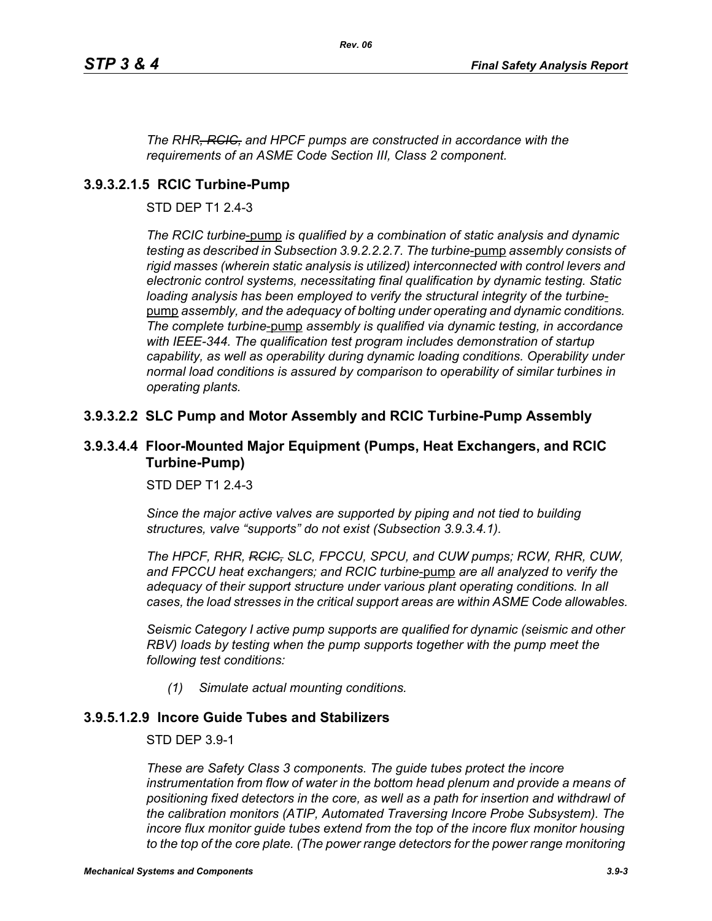*The RHR~~, RCIC,~~ and HPCF pumps are constructed in accordance with the requirements of an ASME Code Section III, Class 2 component.*

### 3.9.3.2.1.5 RCIC Turbine-Pump

STD DEP T1 2.4-3

*The RCIC turbine*-pump *is qualified by a combination of static analysis and dynamic testing as described in Subsection 3.9.2.2.2.7. The turbine*-pump *assembly consists of rigid masses (wherein static analysis is utilized) interconnected with control levers and electronic control systems, necessitating final qualification by dynamic testing. Static loading analysis has been employed to verify the structural integrity of the turbine*-pump *assembly, and the adequacy of bolting under operating and dynamic conditions. The complete turbine*-pump *assembly is qualified via dynamic testing, in accordance with IEEE-344. The qualification test program includes demonstration of startup capability, as well as operability during dynamic loading conditions. Operability under normal load conditions is assured by comparison to operability of similar turbines in operating plants.*

### 3.9.3.2.2 SLC Pump and Motor Assembly and RCIC Turbine-Pump Assembly

### 3.9.3.4.4 Floor-Mounted Major Equipment (Pumps, Heat Exchangers, and RCIC Turbine-Pump)

STD DEP T1 2.4-3

*Since the major active valves are supported by piping and not tied to building structures, valve "supports" do not exist (Subsection 3.9.3.4.1).*

*The HPCF, RHR, ~~RCIC,~~ SLC, FPCCU, SPCU, and CUW pumps; RCW, RHR, CUW, and FPCCU heat exchangers; and RCIC turbine*-pump *are all analyzed to verify the adequacy of their support structure under various plant operating conditions. In all cases, the load stresses in the critical support areas are within ASME Code allowables.*

*Seismic Category I active pump supports are qualified for dynamic (seismic and other RBV) loads by testing when the pump supports together with the pump meet the following test conditions:*

*(1) Simulate actual mounting conditions.*

### 3.9.5.1.2.9 Incore Guide Tubes and Stabilizers

STD DEP 3.9-1

*These are Safety Class 3 components. The guide tubes protect the incore instrumentation from flow of water in the bottom head plenum and provide a means of positioning fixed detectors in the core, as well as a path for insertion and withdrawl of the calibration monitors (ATIP, Automated Traversing Incore Probe Subsystem). The incore flux monitor guide tubes extend from the top of the incore flux monitor housing to the top of the core plate. (The power range detectors for the power range monitoring*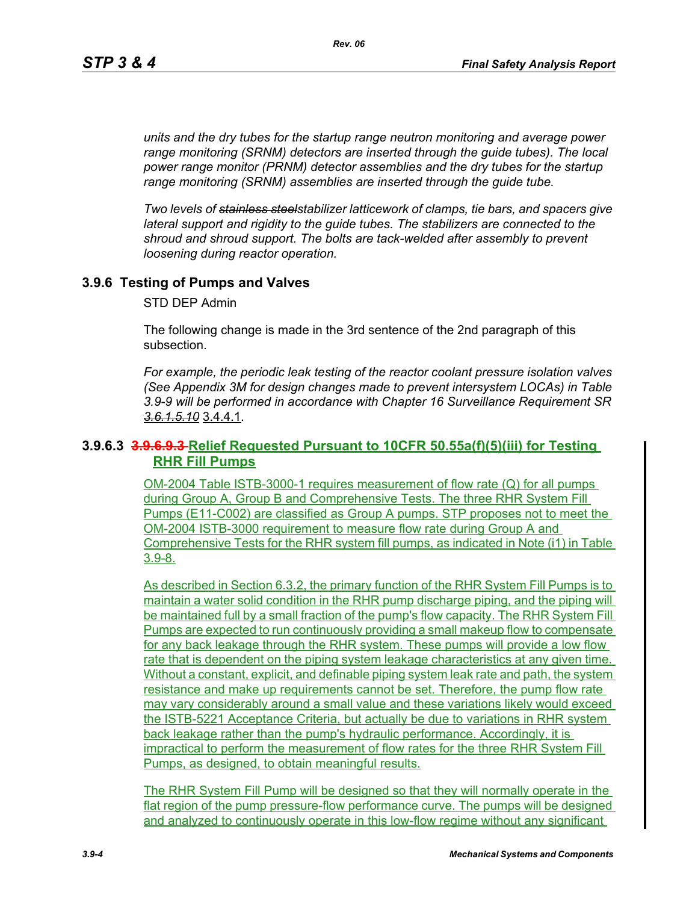*units and the dry tubes for the startup range neutron monitoring and average power range monitoring (SRNM) detectors are inserted through the guide tubes). The local power range monitor (PRNM) detector assemblies and the dry tubes for the startup range monitoring (SRNM) assemblies are inserted through the guide tube.*

*Two levels of ~~stainless steel~~stabilizer latticework of clamps, tie bars, and spacers give lateral support and rigidity to the guide tubes. The stabilizers are connected to the shroud and shroud support. The bolts are tack-welded after assembly to prevent loosening during reactor operation.*

## 3.9.6 Testing of Pumps and Valves

STD DEP Admin

The following change is made in the 3rd sentence of the 2nd paragraph of this subsection.

*For example, the periodic leak testing of the reactor coolant pressure isolation valves (See Appendix 3M for design changes made to prevent intersystem LOCAs) in Table 3.9-9 will be performed in accordance with Chapter 16 Surveillance Requirement SR ~~3.6.1.5.10~~* 3.4.4.1.

### 3.9.6.3 ~~3.9.6.9.3~~ Relief Requested Pursuant to 10CFR 50.55a(f)(5)(iii) for Testing RHR Fill Pumps

OM-2004 Table ISTB-3000-1 requires measurement of flow rate (Q) for all pumps during Group A, Group B and Comprehensive Tests. The three RHR System Fill Pumps (E11-C002) are classified as Group A pumps. STP proposes not to meet the OM-2004 ISTB-3000 requirement to measure flow rate during Group A and Comprehensive Tests for the RHR system fill pumps, as indicated in Note (i1) in Table 3.9-8.

As described in Section 6.3.2, the primary function of the RHR System Fill Pumps is to maintain a water solid condition in the RHR pump discharge piping, and the piping will be maintained full by a small fraction of the pump's flow capacity. The RHR System Fill Pumps are expected to run continuously providing a small makeup flow to compensate for any back leakage through the RHR system. These pumps will provide a low flow rate that is dependent on the piping system leakage characteristics at any given time. Without a constant, explicit, and definable piping system leak rate and path, the system resistance and make up requirements cannot be set. Therefore, the pump flow rate may vary considerably around a small value and these variations likely would exceed the ISTB-5221 Acceptance Criteria, but actually be due to variations in RHR system back leakage rather than the pump's hydraulic performance. Accordingly, it is impractical to perform the measurement of flow rates for the three RHR System Fill Pumps, as designed, to obtain meaningful results.

The RHR System Fill Pump will be designed so that they will normally operate in the flat region of the pump pressure-flow performance curve. The pumps will be designed and analyzed to continuously operate in this low-flow regime without any significant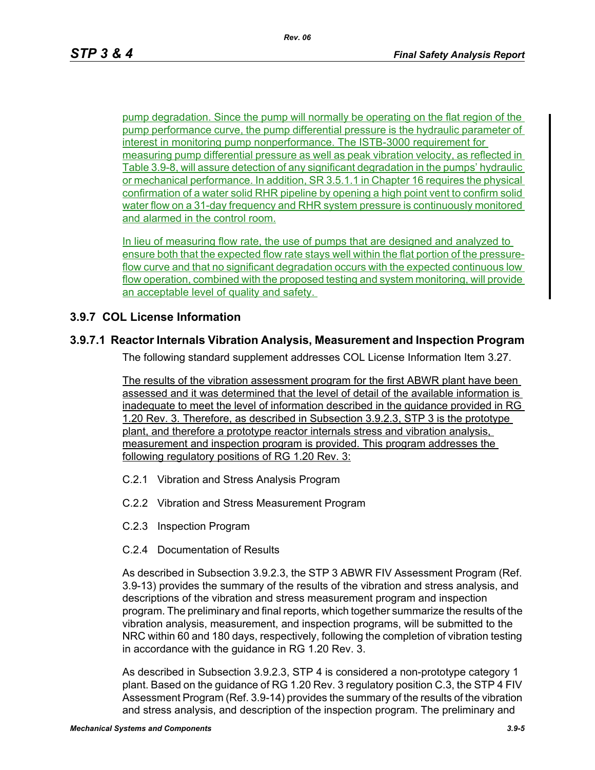pump degradation. Since the pump will normally be operating on the flat region of the pump performance curve, the pump differential pressure is the hydraulic parameter of interest in monitoring pump nonperformance. The ISTB-3000 requirement for measuring pump differential pressure as well as peak vibration velocity, as reflected in Table 3.9-8, will assure detection of any significant degradation in the pumps' hydraulic or mechanical performance. In addition, SR 3.5.1.1 in Chapter 16 requires the physical confirmation of a water solid RHR pipeline by opening a high point vent to confirm solid water flow on a 31-day frequency and RHR system pressure is continuously monitored and alarmed in the control room.

In lieu of measuring flow rate, the use of pumps that are designed and analyzed to ensure both that the expected flow rate stays well within the flat portion of the pressure-flow curve and that no significant degradation occurs with the expected continuous low flow operation, combined with the proposed testing and system monitoring, will provide an acceptable level of quality and safety.

## 3.9.7 COL License Information

### 3.9.7.1 Reactor Internals Vibration Analysis, Measurement and Inspection Program

The following standard supplement addresses COL License Information Item 3.27.

The results of the vibration assessment program for the first ABWR plant have been assessed and it was determined that the level of detail of the available information is inadequate to meet the level of information described in the guidance provided in RG 1.20 Rev. 3. Therefore, as described in Subsection 3.9.2.3, STP 3 is the prototype plant, and therefore a prototype reactor internals stress and vibration analysis, measurement and inspection program is provided. This program addresses the following regulatory positions of RG 1.20 Rev. 3:

C.2.1 Vibration and Stress Analysis Program

C.2.2 Vibration and Stress Measurement Program

C.2.3 Inspection Program

C.2.4 Documentation of Results

As described in Subsection 3.9.2.3, the STP 3 ABWR FIV Assessment Program (Ref. 3.9-13) provides the summary of the results of the vibration and stress analysis, and descriptions of the vibration and stress measurement program and inspection program. The preliminary and final reports, which together summarize the results of the vibration analysis, measurement, and inspection programs, will be submitted to the NRC within 60 and 180 days, respectively, following the completion of vibration testing in accordance with the guidance in RG 1.20 Rev. 3.

As described in Subsection 3.9.2.3, STP 4 is considered a non-prototype category 1 plant. Based on the guidance of RG 1.20 Rev. 3 regulatory position C.3, the STP 4 FIV Assessment Program (Ref. 3.9-14) provides the summary of the results of the vibration and stress analysis, and description of the inspection program. The preliminary and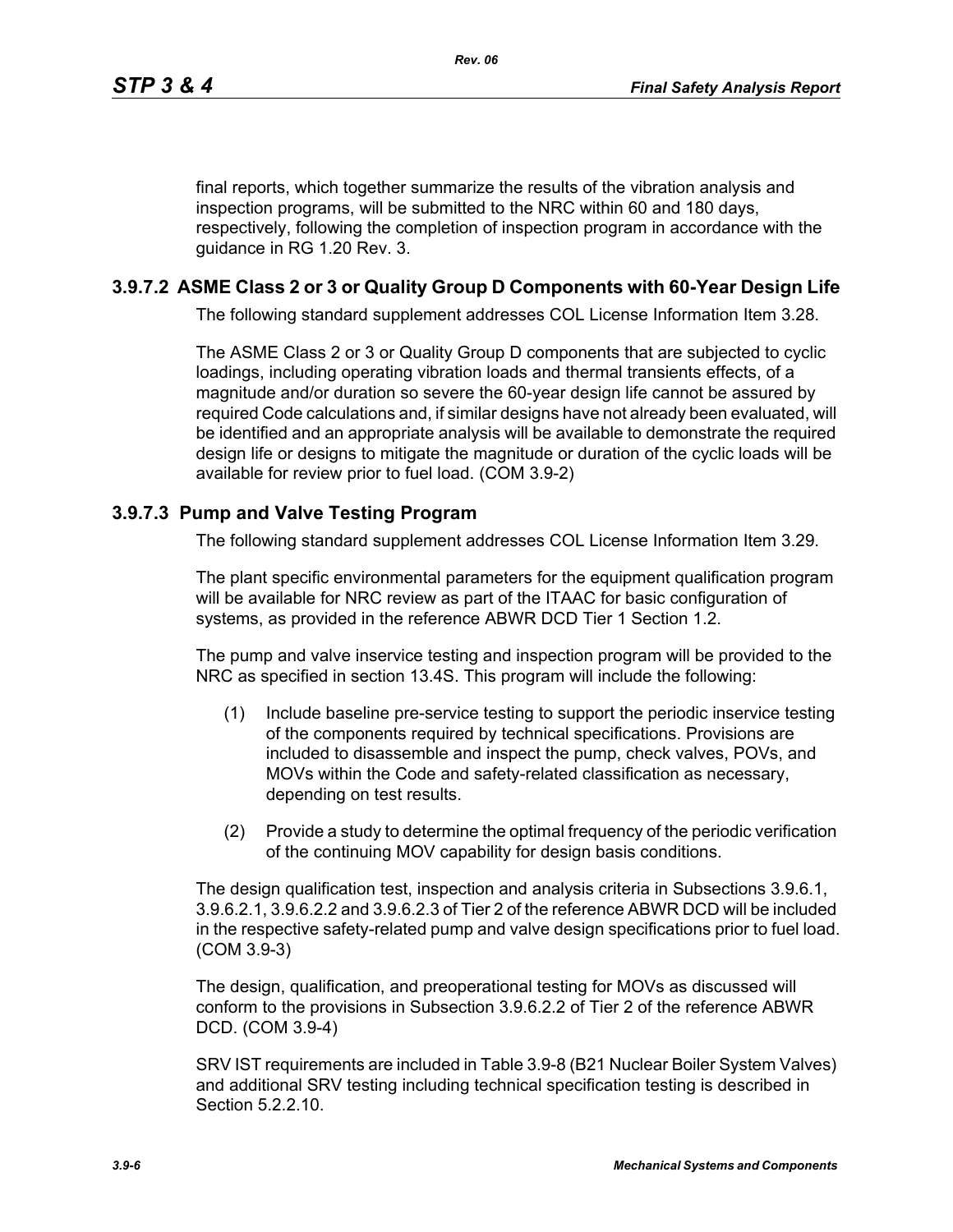final reports, which together summarize the results of the vibration analysis and inspection programs, will be submitted to the NRC within 60 and 180 days, respectively, following the completion of inspection program in accordance with the guidance in RG 1.20 Rev. 3.

### 3.9.7.2 ASME Class 2 or 3 or Quality Group D Components with 60-Year Design Life

The following standard supplement addresses COL License Information Item 3.28.

The ASME Class 2 or 3 or Quality Group D components that are subjected to cyclic loadings, including operating vibration loads and thermal transients effects, of a magnitude and/or duration so severe the 60-year design life cannot be assured by required Code calculations and, if similar designs have not already been evaluated, will be identified and an appropriate analysis will be available to demonstrate the required design life or designs to mitigate the magnitude or duration of the cyclic loads will be available for review prior to fuel load. (COM 3.9-2)

### 3.9.7.3 Pump and Valve Testing Program

The following standard supplement addresses COL License Information Item 3.29.

The plant specific environmental parameters for the equipment qualification program will be available for NRC review as part of the ITAAC for basic configuration of systems, as provided in the reference ABWR DCD Tier 1 Section 1.2.

The pump and valve inservice testing and inspection program will be provided to the NRC as specified in section 13.4S. This program will include the following:

(1) Include baseline pre-service testing to support the periodic inservice testing of the components required by technical specifications. Provisions are included to disassemble and inspect the pump, check valves, POVs, and MOVs within the Code and safety-related classification as necessary, depending on test results.

(2) Provide a study to determine the optimal frequency of the periodic verification of the continuing MOV capability for design basis conditions.

The design qualification test, inspection and analysis criteria in Subsections 3.9.6.1, 3.9.6.2.1, 3.9.6.2.2 and 3.9.6.2.3 of Tier 2 of the reference ABWR DCD will be included in the respective safety-related pump and valve design specifications prior to fuel load. (COM 3.9-3)

The design, qualification, and preoperational testing for MOVs as discussed will conform to the provisions in Subsection 3.9.6.2.2 of Tier 2 of the reference ABWR DCD. (COM 3.9-4)

SRV IST requirements are included in Table 3.9-8 (B21 Nuclear Boiler System Valves) and additional SRV testing including technical specification testing is described in Section 5.2.2.10.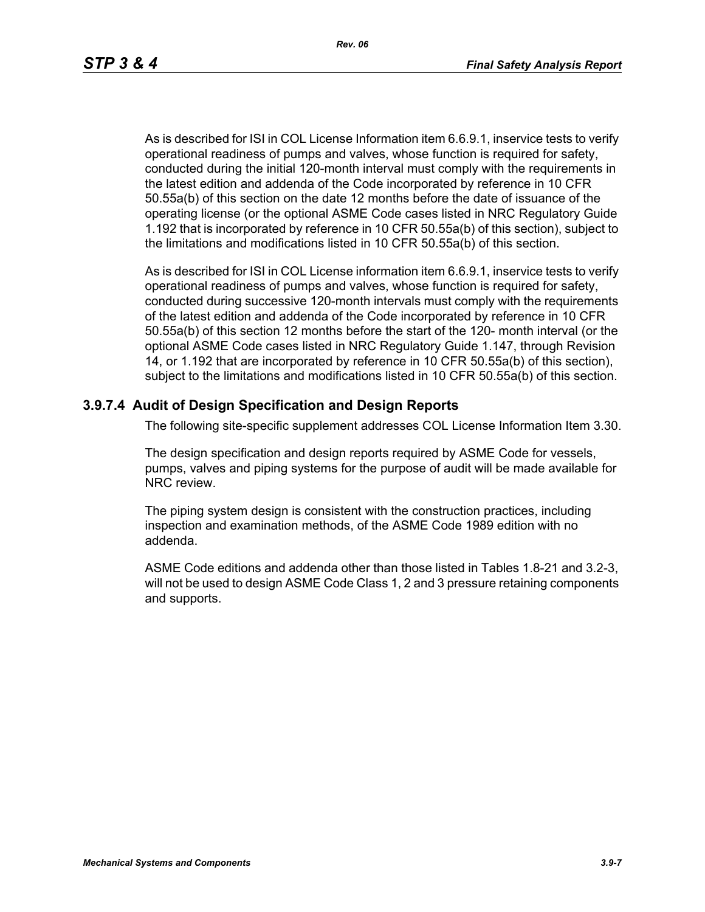As is described for ISI in COL License Information item 6.6.9.1, inservice tests to verify operational readiness of pumps and valves, whose function is required for safety, conducted during the initial 120-month interval must comply with the requirements in the latest edition and addenda of the Code incorporated by reference in 10 CFR 50.55a(b) of this section on the date 12 months before the date of issuance of the operating license (or the optional ASME Code cases listed in NRC Regulatory Guide 1.192 that is incorporated by reference in 10 CFR 50.55a(b) of this section), subject to the limitations and modifications listed in 10 CFR 50.55a(b) of this section.

As is described for ISI in COL License information item 6.6.9.1, inservice tests to verify operational readiness of pumps and valves, whose function is required for safety, conducted during successive 120-month intervals must comply with the requirements of the latest edition and addenda of the Code incorporated by reference in 10 CFR 50.55a(b) of this section 12 months before the start of the 120- month interval (or the optional ASME Code cases listed in NRC Regulatory Guide 1.147, through Revision 14, or 1.192 that are incorporated by reference in 10 CFR 50.55a(b) of this section), subject to the limitations and modifications listed in 10 CFR 50.55a(b) of this section.

### 3.9.7.4 Audit of Design Specification and Design Reports

The following site-specific supplement addresses COL License Information Item 3.30.

The design specification and design reports required by ASME Code for vessels, pumps, valves and piping systems for the purpose of audit will be made available for NRC review.

The piping system design is consistent with the construction practices, including inspection and examination methods, of the ASME Code 1989 edition with no addenda.

ASME Code editions and addenda other than those listed in Tables 1.8-21 and 3.2-3, will not be used to design ASME Code Class 1, 2 and 3 pressure retaining components and supports.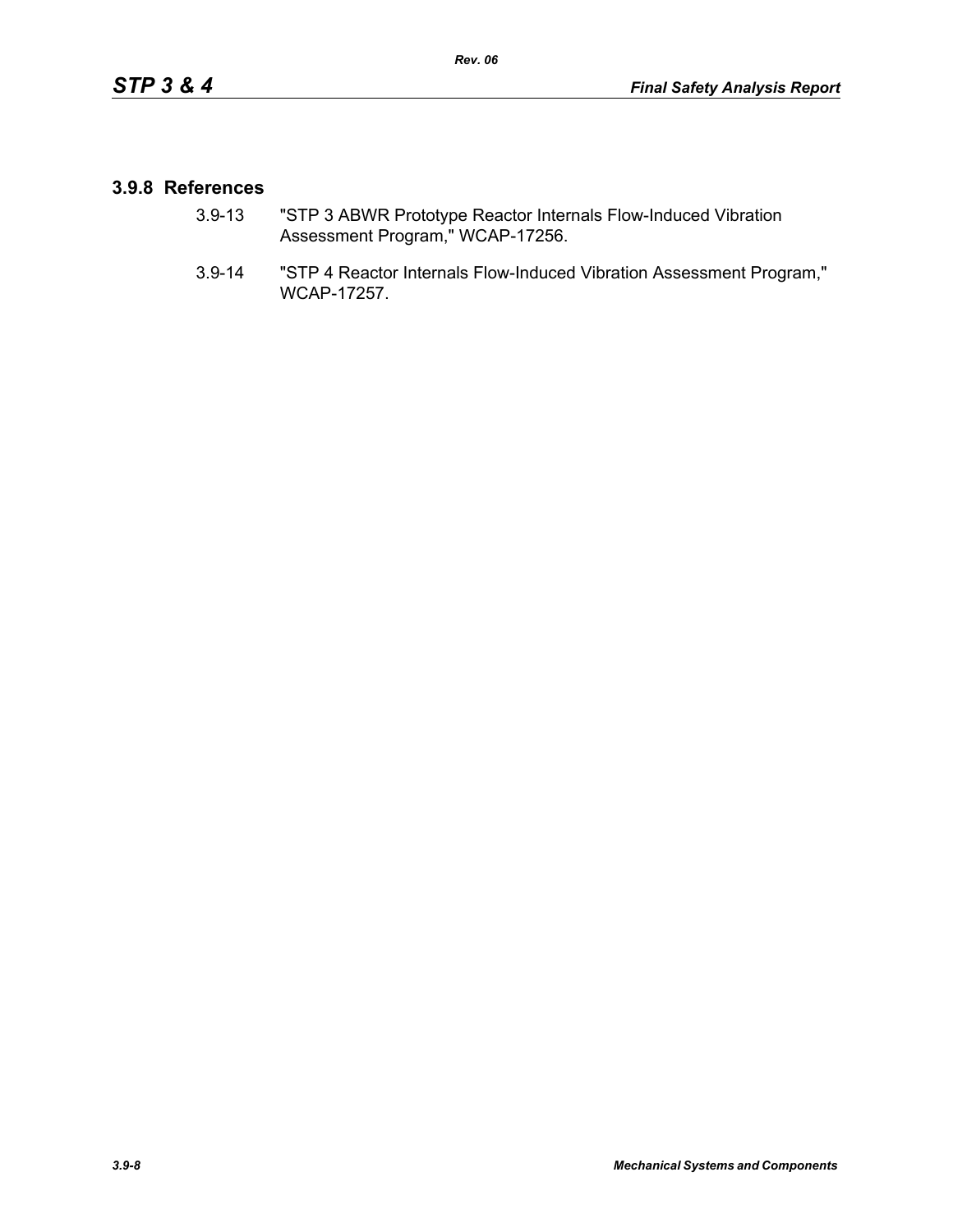## 3.9.8 References

3.9-13 "STP 3 ABWR Prototype Reactor Internals Flow-Induced Vibration Assessment Program," WCAP-17256.

3.9-14 "STP 4 Reactor Internals Flow-Induced Vibration Assessment Program," WCAP-17257.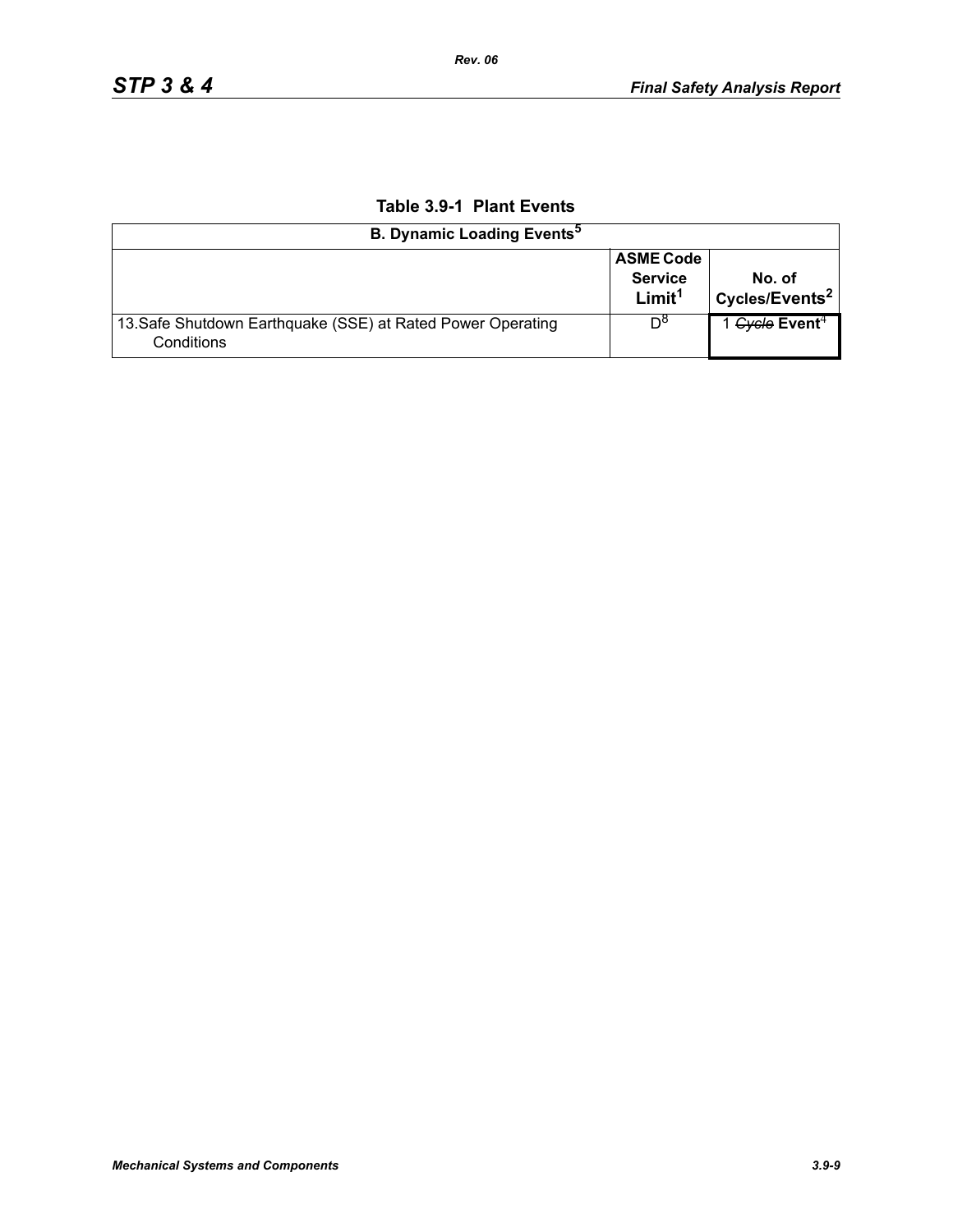**Table 3.9-1 Plant Events**

| B. Dynamic Loading Events[5] | | |
|---|---|---|
| | **ASME Code Service Limit[1]** | **No. of Cycles/Events[2]** |
| 13.Safe Shutdown Earthquake (SSE) at Rated Power Operating Conditions | D[8] | 1 ~~Cycle~~ **Event**[4] |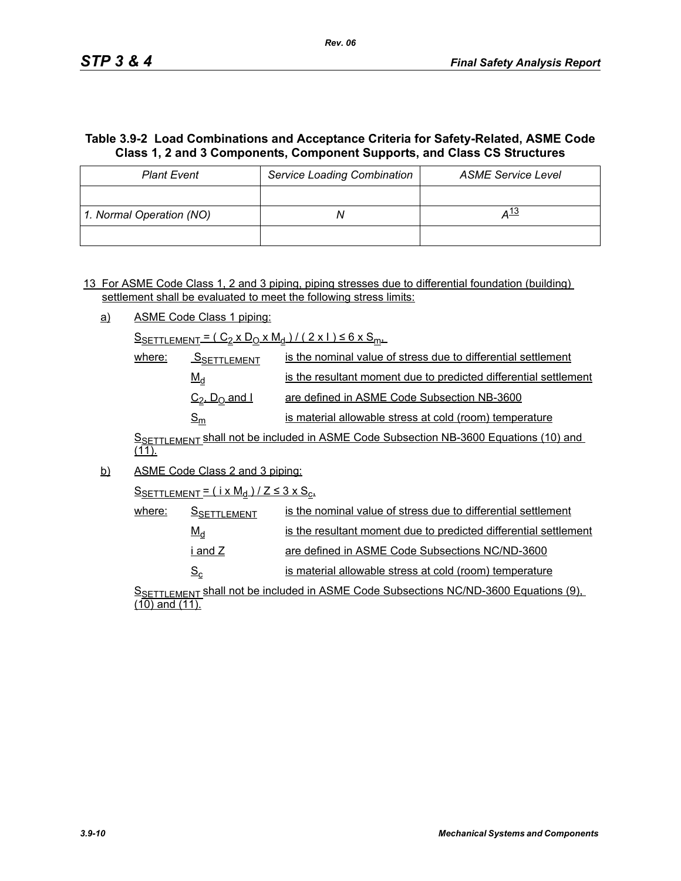**Table 3.9-2 Load Combinations and Acceptance Criteria for Safety-Related, ASME Code Class 1, 2 and 3 Components, Component Supports, and Class CS Structures**

| *Plant Event* | *Service Loading Combination* | *ASME Service Level* |
|---|---|---|
| | | |
| *1. Normal Operation (NO)* | *N* | *A*[13] |
| | | |

13 For ASME Code Class 1, 2 and 3 piping, piping stresses due to differential foundation (building) settlement shall be evaluated to meet the following stress limits:

a) ASME Code Class 1 piping:

$S_{SETTLEMENT} = ( C_2 \times D_O \times M_d ) / ( 2 \times I ) \leq 6 \times S_m$,

where:

- $S_{SETTLEMENT}$ is the nominal value of stress due to differential settlement
- $M_d$ is the resultant moment due to predicted differential settlement
- $C_2$, $D_O$ and $I$ are defined in ASME Code Subsection NB-3600
- $S_m$ is material allowable stress at cold (room) temperature

$S_{SETTLEMENT}$ shall not be included in ASME Code Subsection NB-3600 Equations (10) and (11).

b) ASME Code Class 2 and 3 piping:

$S_{SETTLEMENT} = ( i \times M_d ) / Z \leq 3 \times S_c$,

where:

- $S_{SETTLEMENT}$ is the nominal value of stress due to differential settlement
- $M_d$ is the resultant moment due to predicted differential settlement
- $i$ and $Z$ are defined in ASME Code Subsections NC/ND-3600
- $S_c$ is material allowable stress at cold (room) temperature

$S_{SETTLEMENT}$ shall not be included in ASME Code Subsections NC/ND-3600 Equations (9), (10) and (11).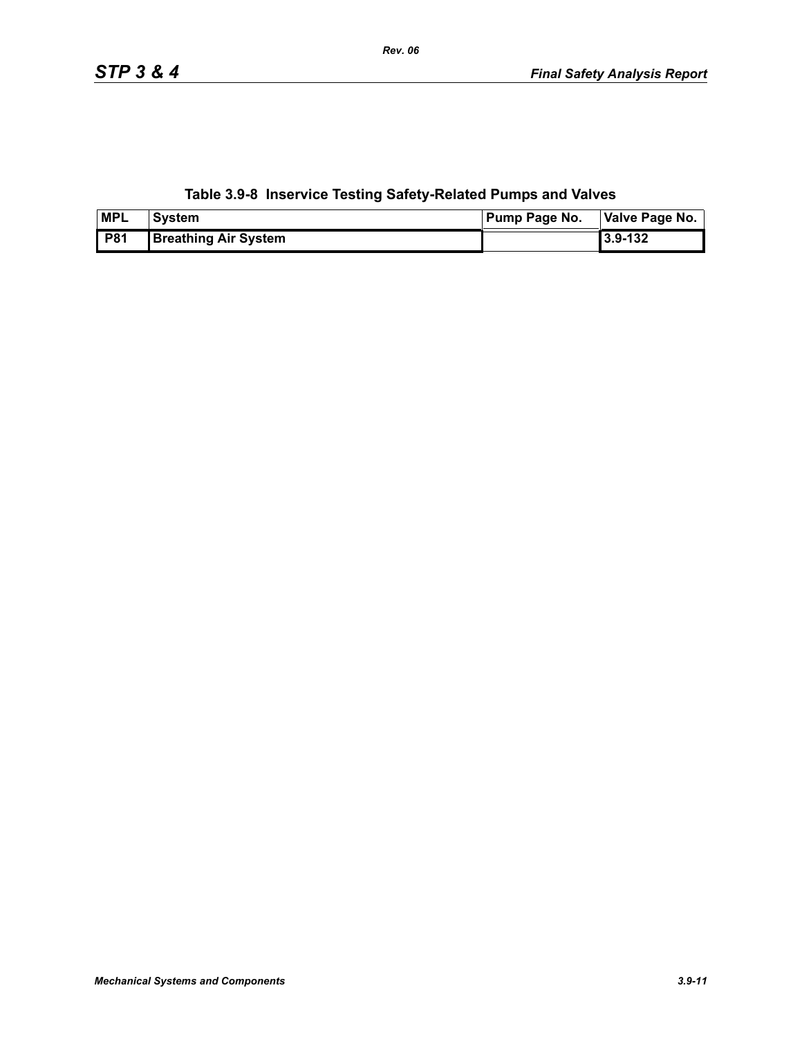**Table 3.9-8 Inservice Testing Safety-Related Pumps and Valves**

| MPL | System | Pump Page No. | Valve Page No. |
|---|---|---|---|
| P81 | Breathing Air System | | 3.9-132 |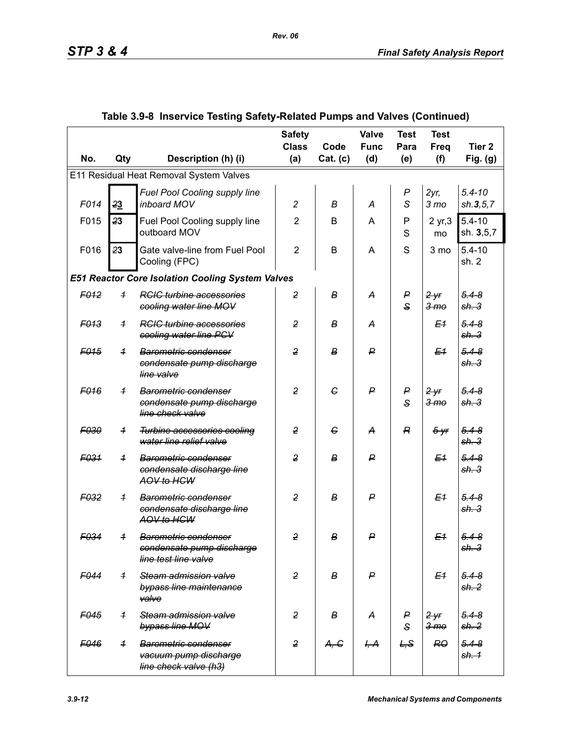## Table 3.9-8 Inservice Testing Safety-Related Pumps and Valves (Continued)

| No. | Qty | Description (h) (i) | Safety Class (a) | Code Cat. (c) | Valve Func (d) | Test Para (e) | Test Freq (f) | Tier 2 Fig. (g) |
|---|---|---|---|---|---|---|---|---|
| E11 Residual Heat Removal System Valves | | | | | | | | |
| *F014* | ~~2~~**3** | *Fuel Pool Cooling supply line inboard MOV* | *2* | *B* | *A* | *P S* | *2yr, 3 mo* | *5.4-10 sh.**3**,5,7* |
| F015 | ~~2~~**3** | Fuel Pool Cooling supply line outboard MOV | 2 | B | A | P S | 2 yr,3 mo | 5.4-10 sh. **3**,5,7 |
| F016 | ~~2~~**3** | Gate valve-line from Fuel Pool Cooling (FPC) | 2 | B | A | S | 3 mo | 5.4-10 sh. 2 |
| ***E51 Reactor Core Isolation Cooling System Valves*** | | | | | | | | |
| ~~*F012*~~ | ~~*1*~~ | ~~*RCIC turbine accessories cooling water line MOV*~~ | ~~*2*~~ | ~~*B*~~ | ~~*A*~~ | ~~*P S*~~ | ~~*2 yr 3 mo*~~ | ~~*5.4-8 sh. 3*~~ |
| ~~*F013*~~ | ~~*1*~~ | ~~*RCIC turbine accessories cooling water line PCV*~~ | ~~*2*~~ | ~~*B*~~ | ~~*A*~~ | | ~~*E1*~~ | ~~*5.4-8 sh. 3*~~ |
| ~~*F015*~~ | ~~*1*~~ | ~~*Barometric condenser condensate pump discharge line valve*~~ | ~~*2*~~ | ~~*B*~~ | ~~*P*~~ | | ~~*E1*~~ | ~~*5.4-8 sh. 3*~~ |
| ~~*F016*~~ | ~~*1*~~ | ~~*Barometric condenser condensate pump discharge line check valve*~~ | ~~*2*~~ | ~~*C*~~ | ~~*P*~~ | ~~*P S*~~ | ~~*2 yr 3 mo*~~ | ~~*5.4-8 sh. 3*~~ |
| ~~*F030*~~ | ~~*1*~~ | ~~*Turbine accessories cooling water line relief valve*~~ | ~~*2*~~ | ~~*C*~~ | ~~*A*~~ | ~~*R*~~ | ~~*5 yr*~~ | ~~*5.4-8 sh. 3*~~ |
| ~~*F031*~~ | ~~*1*~~ | ~~*Barometric condenser condensate discharge line AOV to HCW*~~ | ~~*2*~~ | ~~*B*~~ | ~~*P*~~ | | ~~*E1*~~ | ~~*5.4-8 sh. 3*~~ |
| ~~*F032*~~ | ~~*1*~~ | ~~*Barometric condenser condensate discharge line AOV to HCW*~~ | ~~*2*~~ | ~~*B*~~ | ~~*P*~~ | | ~~*E1*~~ | ~~*5.4-8 sh. 3*~~ |
| ~~*F034*~~ | ~~*1*~~ | ~~*Barometric condenser condensate pump discharge line test line valve*~~ | ~~*2*~~ | ~~*B*~~ | ~~*P*~~ | | ~~*E1*~~ | ~~*5.4-8 sh. 3*~~ |
| ~~*F044*~~ | ~~*1*~~ | ~~*Steam admission valve bypass line maintenance valve*~~ | ~~*2*~~ | ~~*B*~~ | ~~*P*~~ | | ~~*E1*~~ | ~~*5.4-8 sh. 2*~~ |
| ~~*F045*~~ | ~~*1*~~ | ~~*Steam admission valve bypass line MOV*~~ | ~~*2*~~ | ~~*B*~~ | ~~*A*~~ | ~~*P S*~~ | ~~*2 yr 3 mo*~~ | ~~*5.4-8 sh. 2*~~ |
| ~~*F046*~~ | ~~*1*~~ | ~~*Barometric condenser vacuum pump discharge line check valve (h3)*~~ | ~~*2*~~ | ~~*A, C*~~ | ~~*I, A*~~ | ~~*L,S*~~ | ~~*RO*~~ | ~~*5.4-8 sh. 1*~~ |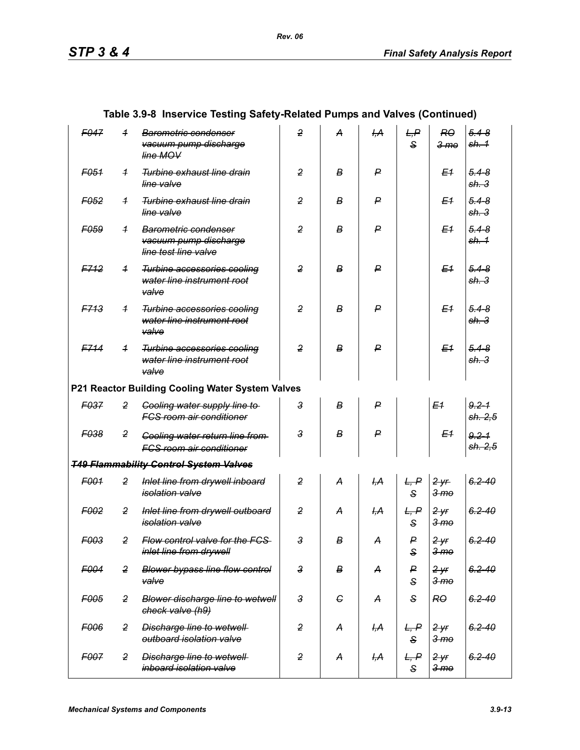## Table 3.9-8 Inservice Testing Safety-Related Pumps and Valves (Continued)

| | | | | | | | | |
|---|---|---|---|---|---|---|---|---|
| ~~F047~~ | ~~1~~ | ~~Barometric condenser vacuum pump discharge line MOV~~ | ~~2~~ | ~~A~~ | ~~I,A~~ | ~~L,P S~~ | ~~RO 3 mo~~ | ~~5.4-8 sh. 1~~ |
| ~~F051~~ | ~~1~~ | ~~Turbine exhaust line drain line valve~~ | ~~2~~ | ~~B~~ | ~~P~~ | | ~~E1~~ | ~~5.4-8 sh. 3~~ |
| ~~F052~~ | ~~1~~ | ~~Turbine exhaust line drain line valve~~ | ~~2~~ | ~~B~~ | ~~P~~ | | ~~E1~~ | ~~5.4-8 sh. 3~~ |
| ~~F059~~ | ~~1~~ | ~~Barometric condenser vacuum pump discharge line test line valve~~ | ~~2~~ | ~~B~~ | ~~P~~ | | ~~E1~~ | ~~5.4-8 sh. 1~~ |
| ~~F712~~ | ~~1~~ | ~~Turbine accessories cooling water line instrument root valve~~ | ~~2~~ | ~~B~~ | ~~P~~ | | ~~E1~~ | ~~5.4-8 sh. 3~~ |
| ~~F713~~ | ~~1~~ | ~~Turbine accessories cooling water line instrument root valve~~ | ~~2~~ | ~~B~~ | ~~P~~ | | ~~E1~~ | ~~5.4-8 sh. 3~~ |
| ~~F714~~ | ~~1~~ | ~~Turbine accessories cooling water line instrument root valve~~ | ~~2~~ | ~~B~~ | ~~P~~ | | ~~E1~~ | ~~5.4-8 sh. 3~~ |
| **P21 Reactor Building Cooling Water System Valves** | | | | | | | | |
| ~~F037~~ | ~~2~~ | ~~Cooling water supply line to FCS room air conditioner~~ | ~~3~~ | ~~B~~ | ~~P~~ | | ~~E1~~ | ~~9.2-1 sh. 2,5~~ |
| ~~F038~~ | ~~2~~ | ~~Cooling water return line from FCS room air conditioner~~ | ~~3~~ | ~~B~~ | ~~P~~ | | ~~E1~~ | ~~9.2-1 sh. 2,5~~ |
| ~~***T49 Flammability Control System Valves***~~ | | | | | | | | |
| ~~F001~~ | ~~2~~ | ~~Inlet line from drywell inboard isolation valve~~ | ~~2~~ | ~~A~~ | ~~I,A~~ | ~~L, P S~~ | ~~2 yr 3 mo~~ | ~~6.2-40~~ |
| ~~F002~~ | ~~2~~ | ~~Inlet line from drywell outboard isolation valve~~ | ~~2~~ | ~~A~~ | ~~I,A~~ | ~~L, P S~~ | ~~2 yr 3 mo~~ | ~~6.2-40~~ |
| ~~F003~~ | ~~2~~ | ~~Flow control valve for the FCS inlet line from drywell~~ | ~~3~~ | ~~B~~ | ~~A~~ | ~~P S~~ | ~~2 yr 3 mo~~ | ~~6.2-40~~ |
| ~~F004~~ | ~~2~~ | ~~Blower bypass line flow control valve~~ | ~~3~~ | ~~B~~ | ~~A~~ | ~~P S~~ | ~~2 yr 3 mo~~ | ~~6.2-40~~ |
| ~~F005~~ | ~~2~~ | ~~Blower discharge line to wetwell check valve (h9)~~ | ~~3~~ | ~~C~~ | ~~A~~ | ~~S~~ | ~~RO~~ | ~~6.2-40~~ |
| ~~F006~~ | ~~2~~ | ~~Discharge line to wetwell outboard isolation valve~~ | ~~2~~ | ~~A~~ | ~~I,A~~ | ~~L, P S~~ | ~~2 yr 3 mo~~ | ~~6.2-40~~ |
| ~~F007~~ | ~~2~~ | ~~Discharge line to wetwell inboard isolation valve~~ | ~~2~~ | ~~A~~ | ~~I,A~~ | ~~L, P S~~ | ~~2 yr 3 mo~~ | ~~6.2-40~~ |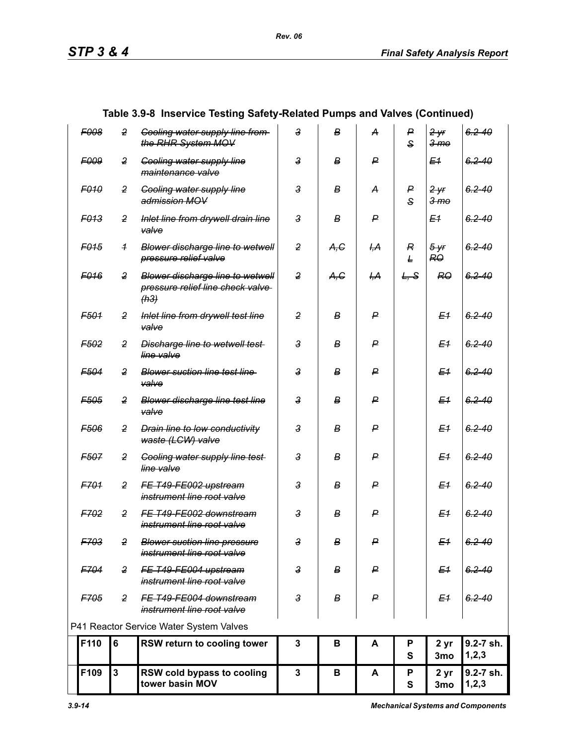## Table 3.9-8 Inservice Testing Safety-Related Pumps and Valves (Continued)

| | | | | | | | | |
|---|---|---|---|---|---|---|---|---|
| ~~F008~~ | ~~2~~ | ~~Cooling water supply line from the RHR System MOV~~ | ~~3~~ | ~~B~~ | ~~A~~ | ~~P S~~ | ~~2 yr 3 mo~~ | ~~6.2-40~~ |
| ~~F009~~ | ~~2~~ | ~~Cooling water supply line maintenance valve~~ | ~~3~~ | ~~B~~ | ~~P~~ | | ~~E1~~ | ~~6.2-40~~ |
| ~~F010~~ | ~~2~~ | ~~Cooling water supply line admission MOV~~ | ~~3~~ | ~~B~~ | ~~A~~ | ~~P S~~ | ~~2 yr 3 mo~~ | ~~6.2-40~~ |
| ~~F013~~ | ~~2~~ | ~~Inlet line from drywell drain line valve~~ | ~~3~~ | ~~B~~ | ~~P~~ | | ~~E1~~ | ~~6.2-40~~ |
| ~~F015~~ | ~~1~~ | ~~Blower discharge line to wetwell pressure relief valve~~ | ~~2~~ | ~~A,C~~ | ~~I,A~~ | ~~R L~~ | ~~5 yr RO~~ | ~~6.2-40~~ |
| ~~F016~~ | ~~2~~ | ~~Blower discharge line to wetwell pressure relief line check valve (h3)~~ | ~~2~~ | ~~A,C~~ | ~~I,A~~ | ~~L, S~~ | ~~RO~~ | ~~6.2-40~~ |
| ~~F501~~ | ~~2~~ | ~~Inlet line from drywell test line valve~~ | ~~2~~ | ~~B~~ | ~~P~~ | | ~~E1~~ | ~~6.2-40~~ |
| ~~F502~~ | ~~2~~ | ~~Discharge line to wetwell test line valve~~ | ~~3~~ | ~~B~~ | ~~P~~ | | ~~E1~~ | ~~6.2-40~~ |
| ~~F504~~ | ~~2~~ | ~~Blower suction line test line valve~~ | ~~3~~ | ~~B~~ | ~~P~~ | | ~~E1~~ | ~~6.2-40~~ |
| ~~F505~~ | ~~2~~ | ~~Blower discharge line test line valve~~ | ~~3~~ | ~~B~~ | ~~P~~ | | ~~E1~~ | ~~6.2-40~~ |
| ~~F506~~ | ~~2~~ | ~~Drain line to low conductivity waste (LCW) valve~~ | ~~3~~ | ~~B~~ | ~~P~~ | | ~~E1~~ | ~~6.2-40~~ |
| ~~F507~~ | ~~2~~ | ~~Cooling water supply line test line valve~~ | ~~3~~ | ~~B~~ | ~~P~~ | | ~~E1~~ | ~~6.2-40~~ |
| ~~F701~~ | ~~2~~ | ~~FE T49-FE002 upstream instrument line root valve~~ | ~~3~~ | ~~B~~ | ~~P~~ | | ~~E1~~ | ~~6.2-40~~ |
| ~~F702~~ | ~~2~~ | ~~FE T49-FE002 downstream instrument line root valve~~ | ~~3~~ | ~~B~~ | ~~P~~ | | ~~E1~~ | ~~6.2-40~~ |
| ~~F703~~ | ~~2~~ | ~~Blower suction line pressure instrument line root valve~~ | ~~3~~ | ~~B~~ | ~~P~~ | | ~~E1~~ | ~~6.2-40~~ |
| ~~F704~~ | ~~2~~ | ~~FE T49-FE004 upstream instrument line root valve~~ | ~~3~~ | ~~B~~ | ~~P~~ | | ~~E1~~ | ~~6.2-40~~ |
| ~~F705~~ | ~~2~~ | ~~FE T49-FE004 downstream instrument line root valve~~ | ~~3~~ | ~~B~~ | ~~P~~ | | ~~E1~~ | ~~6.2-40~~ |
| P41 Reactor Service Water System Valves | | | | | | | | |
| **F110** | **6** | **RSW return to cooling tower** | **3** | **B** | **A** | **P S** | **2 yr 3mo** | **9.2-7 sh. 1,2,3** |
| **F109** | **3** | **RSW cold bypass to cooling tower basin MOV** | **3** | **B** | **A** | **P S** | **2 yr 3mo** | **9.2-7 sh. 1,2,3** |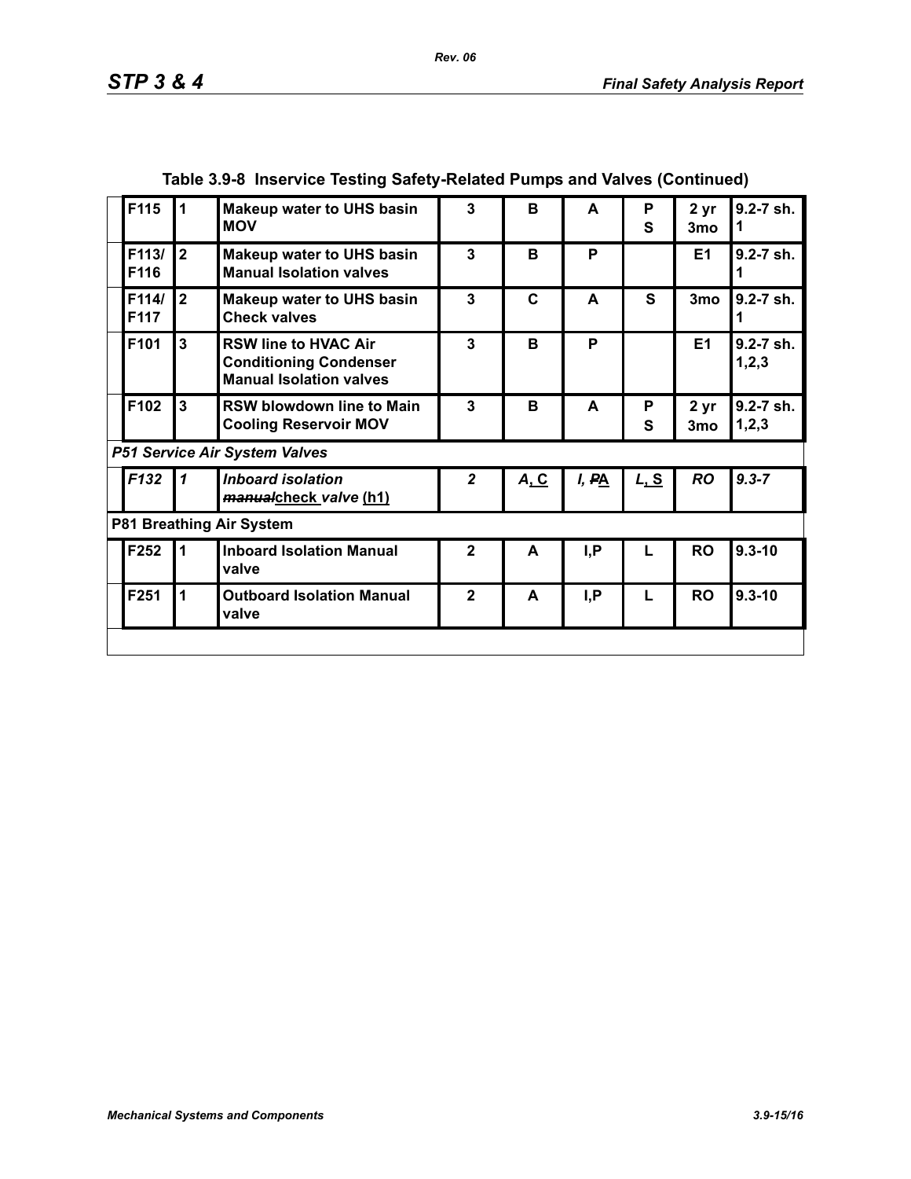## Table 3.9-8 Inservice Testing Safety-Related Pumps and Valves (Continued)

| | | | | | | | | |
|---|---|---|---|---|---|---|---|---|
| F115 | 1 | Makeup water to UHS basin MOV | 3 | B | A | P S | 2 yr 3mo | 9.2-7 sh. 1 |
| F113/ F116 | 2 | Makeup water to UHS basin Manual Isolation valves | 3 | B | P | | E1 | 9.2-7 sh. 1 |
| F114/ F117 | 2 | Makeup water to UHS basin Check valves | 3 | C | A | S | 3mo | 9.2-7 sh. 1 |
| F101 | 3 | RSW line to HVAC Air Conditioning Condenser Manual Isolation valves | 3 | B | P | | E1 | 9.2-7 sh. 1,2,3 |
| F102 | 3 | RSW blowdown line to Main Cooling Reservoir MOV | 3 | B | A | P S | 2 yr 3mo | 9.2-7 sh. 1,2,3 |
| *P51 Service Air System Valves* | | | | | | | | |
| *F132* | *1* | *Inboard isolation ~~manual~~check valve (h1)* | *2* | *A, C* | *I, ~~P~~A* | *L, S* | *RO* | *9.3-7* |
| **P81 Breathing Air System** | | | | | | | | |
| F252 | 1 | Inboard Isolation Manual valve | 2 | A | I,P | L | RO | 9.3-10 |
| F251 | 1 | Outboard Isolation Manual valve | 2 | A | I,P | L | RO | 9.3-10 |